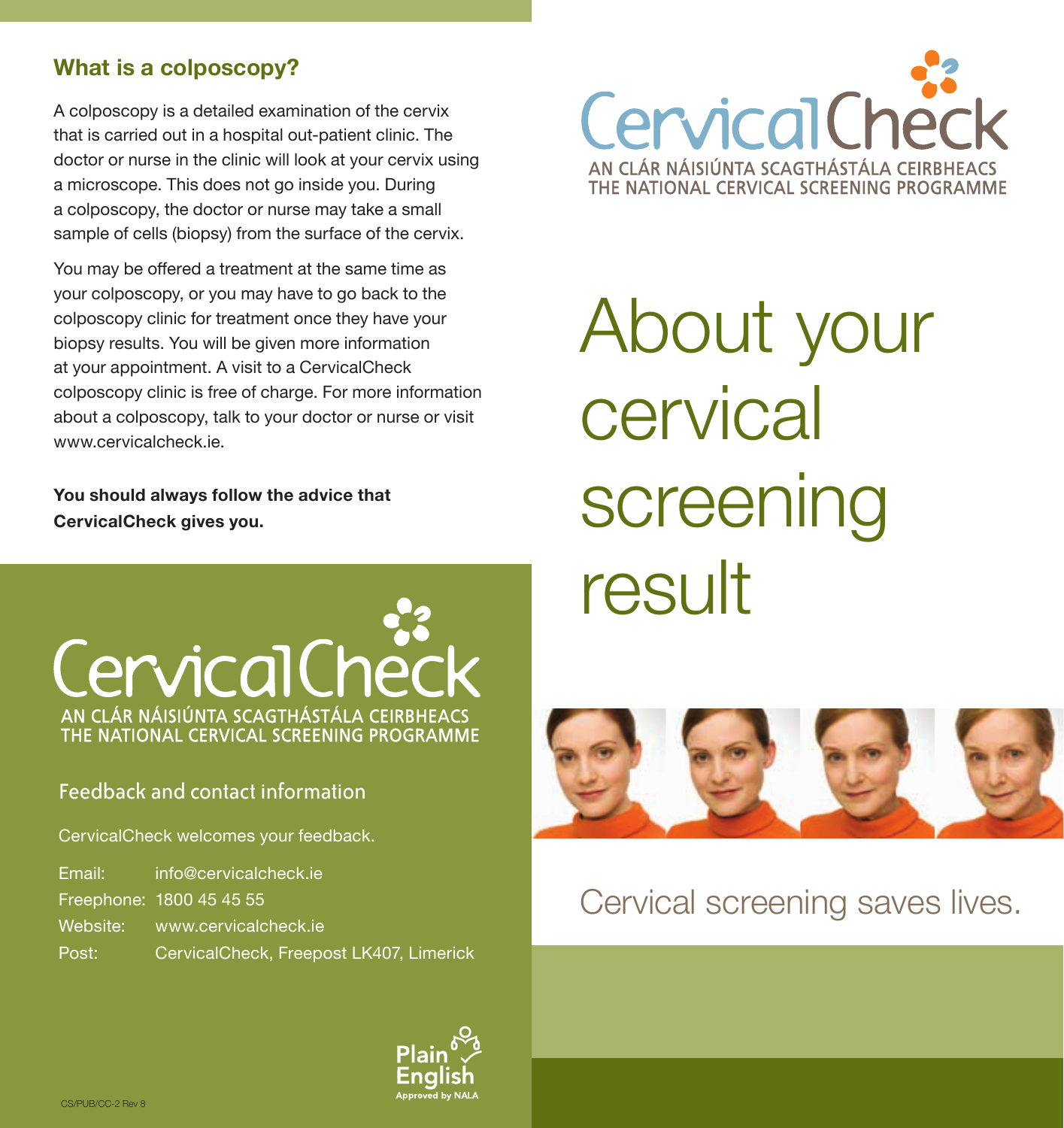## What is a colposcopy?

A colposcopy is a detailed examination of the cervix that is carried out in a hospital out-patient clinic. The doctor or nurse in the clinic will look at your cervix using a microscope. This does not go inside you. During a colposcopy, the doctor or nurse may take a small sample of cells (biopsy) from the surface of the cervix.

You may be offered a treatment at the same time as your colposcopy, or you may have to go back to the colposcopy clinic for treatment once they have your biopsy results. You will be given more information at your appointment. A visit to a CervicalCheck colposcopy clinic is free of charge. For more information about a colposcopy, talk to your doctor or nurse or visit www.cervicalcheck.ie.

**You should always follow the advice that CervicalCheck gives you.**

CervicalCheck
AN CLÁR NÁISIÚNTA SCAGTHÁSTÁLA CEIRBHEACS
THE NATIONAL CERVICAL SCREENING PROGRAMME

### Feedback and contact information

CervicalCheck welcomes your feedback.

| | |
|---|---|
| Email: | info@cervicalcheck.ie |
| Freephone: | 1800 45 45 55 |
| Website: | www.cervicalcheck.ie |
| Post: | CervicalCheck, Freepost LK407, Limerick |

Plain English Approved by NALA

CS/PUB/CC-2 Rev 8

CervicalCheck
AN CLÁR NÁISIÚNTA SCAGTHÁSTÁLA CEIRBHEACS
THE NATIONAL CERVICAL SCREENING PROGRAMME

# About your cervical screening result

Cervical screening saves lives.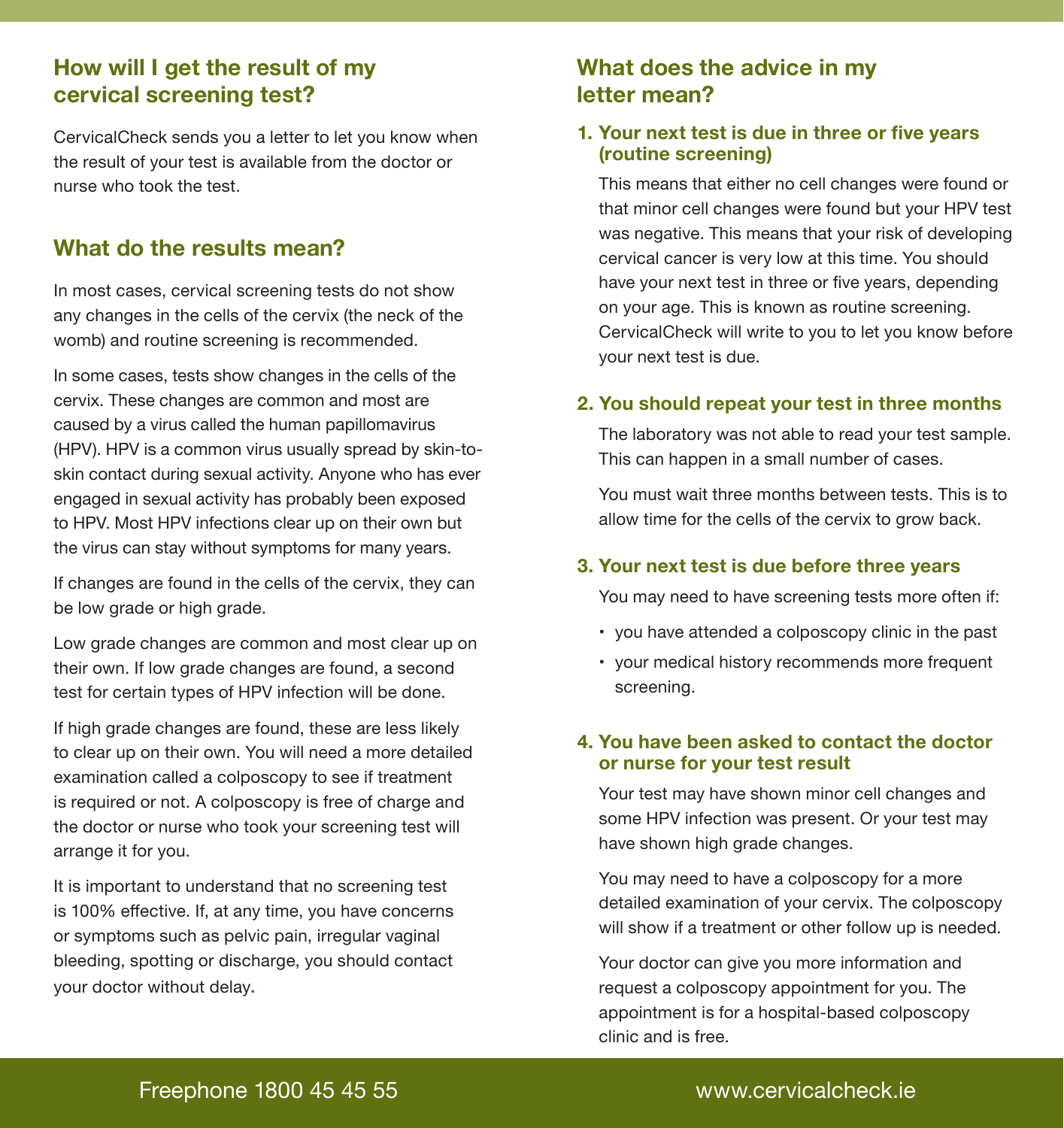## How will I get the result of my cervical screening test?

CervicalCheck sends you a letter to let you know when the result of your test is available from the doctor or nurse who took the test.

## What do the results mean?

In most cases, cervical screening tests do not show any changes in the cells of the cervix (the neck of the womb) and routine screening is recommended.

In some cases, tests show changes in the cells of the cervix. These changes are common and most are caused by a virus called the human papillomavirus (HPV). HPV is a common virus usually spread by skin-to-skin contact during sexual activity. Anyone who has ever engaged in sexual activity has probably been exposed to HPV. Most HPV infections clear up on their own but the virus can stay without symptoms for many years.

If changes are found in the cells of the cervix, they can be low grade or high grade.

Low grade changes are common and most clear up on their own. If low grade changes are found, a second test for certain types of HPV infection will be done.

If high grade changes are found, these are less likely to clear up on their own. You will need a more detailed examination called a colposcopy to see if treatment is required or not. A colposcopy is free of charge and the doctor or nurse who took your screening test will arrange it for you.

It is important to understand that no screening test is 100% effective. If, at any time, you have concerns or symptoms such as pelvic pain, irregular vaginal bleeding, spotting or discharge, you should contact your doctor without delay.

## What does the advice in my letter mean?

### 1. Your next test is due in three or five years (routine screening)

This means that either no cell changes were found or that minor cell changes were found but your HPV test was negative. This means that your risk of developing cervical cancer is very low at this time. You should have your next test in three or five years, depending on your age. This is known as routine screening. CervicalCheck will write to you to let you know before your next test is due.

### 2. You should repeat your test in three months

The laboratory was not able to read your test sample. This can happen in a small number of cases.

You must wait three months between tests. This is to allow time for the cells of the cervix to grow back.

### 3. Your next test is due before three years

You may need to have screening tests more often if:

- you have attended a colposcopy clinic in the past
- your medical history recommends more frequent screening.

### 4. You have been asked to contact the doctor or nurse for your test result

Your test may have shown minor cell changes and some HPV infection was present. Or your test may have shown high grade changes.

You may need to have a colposcopy for a more detailed examination of your cervix. The colposcopy will show if a treatment or other follow up is needed.

Your doctor can give you more information and request a colposcopy appointment for you. The appointment is for a hospital-based colposcopy clinic and is free.

Freephone 1800 45 45 55

www.cervicalcheck.ie